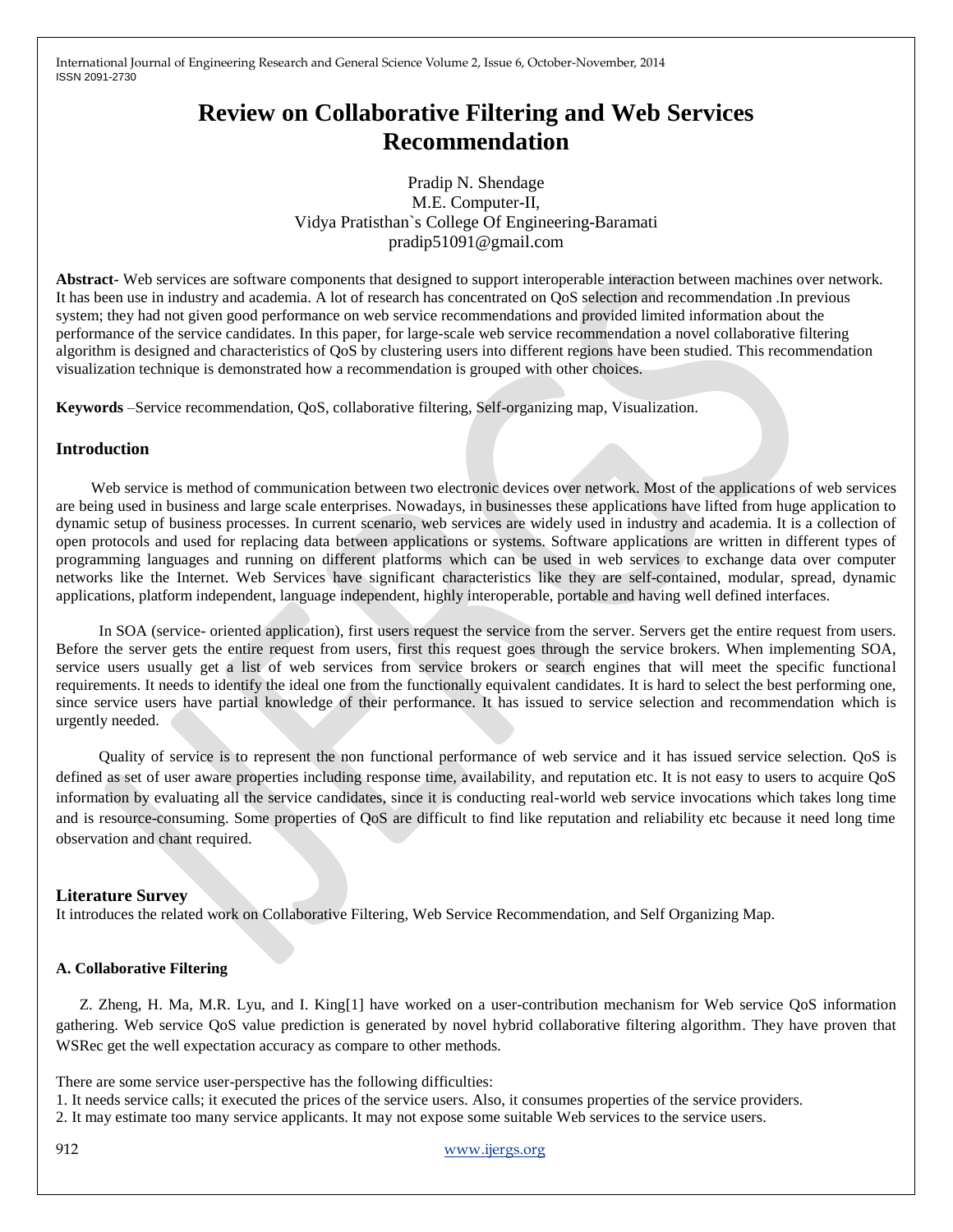# Review on Collaborative Filtering and Web Services Recommendation

Pradip N. Shendage
M.E. Computer-II,
Vidya Pratisthan`s College Of Engineering-Baramati
pradip51091@gmail.com

**Abstract-** Web services are software components that designed to support interoperable interaction between machines over network. It has been use in industry and academia. A lot of research has concentrated on QoS selection and recommendation .In previous system; they had not given good performance on web service recommendations and provided limited information about the performance of the service candidates. In this paper, for large-scale web service recommendation a novel collaborative filtering algorithm is designed and characteristics of QoS by clustering users into different regions have been studied. This recommendation visualization technique is demonstrated how a recommendation is grouped with other choices.

**Keywords** –Service recommendation, QoS, collaborative filtering, Self-organizing map, Visualization.

## Introduction

Web service is method of communication between two electronic devices over network. Most of the applications of web services are being used in business and large scale enterprises. Nowadays, in businesses these applications have lifted from huge application to dynamic setup of business processes. In current scenario, web services are widely used in industry and academia. It is a collection of open protocols and used for replacing data between applications or systems. Software applications are written in different types of programming languages and running on different platforms which can be used in web services to exchange data over computer networks like the Internet. Web Services have significant characteristics like they are self-contained, modular, spread, dynamic applications, platform independent, language independent, highly interoperable, portable and having well defined interfaces.

In SOA (service- oriented application), first users request the service from the server. Servers get the entire request from users. Before the server gets the entire request from users, first this request goes through the service brokers. When implementing SOA, service users usually get a list of web services from service brokers or search engines that will meet the specific functional requirements. It needs to identify the ideal one from the functionally equivalent candidates. It is hard to select the best performing one, since service users have partial knowledge of their performance. It has issued to service selection and recommendation which is urgently needed.

Quality of service is to represent the non functional performance of web service and it has issued service selection. QoS is defined as set of user aware properties including response time, availability, and reputation etc. It is not easy to users to acquire QoS information by evaluating all the service candidates, since it is conducting real-world web service invocations which takes long time and is resource-consuming. Some properties of QoS are difficult to find like reputation and reliability etc because it need long time observation and chant required.

## Literature Survey

It introduces the related work on Collaborative Filtering, Web Service Recommendation, and Self Organizing Map.

### A. Collaborative Filtering

Z. Zheng, H. Ma, M.R. Lyu, and I. King[1] have worked on a user-contribution mechanism for Web service QoS information gathering. Web service QoS value prediction is generated by novel hybrid collaborative filtering algorithm. They have proven that WSRec get the well expectation accuracy as compare to other methods.

There are some service user-perspective has the following difficulties:

1. It needs service calls; it executed the prices of the service users. Also, it consumes properties of the service providers.
2. It may estimate too many service applicants. It may not expose some suitable Web services to the service users.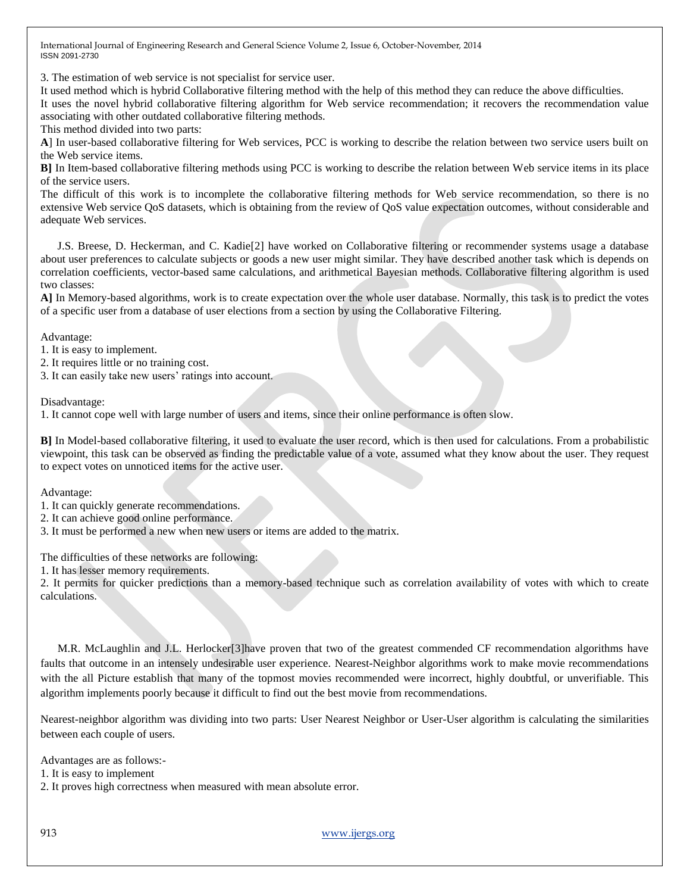3. The estimation of web service is not specialist for service user.

It used method which is hybrid Collaborative filtering method with the help of this method they can reduce the above difficulties.

It uses the novel hybrid collaborative filtering algorithm for Web service recommendation; it recovers the recommendation value associating with other outdated collaborative filtering methods.

This method divided into two parts:

**A**] In user-based collaborative filtering for Web services, PCC is working to describe the relation between two service users built on the Web service items.

**B]** In Item-based collaborative filtering methods using PCC is working to describe the relation between Web service items in its place of the service users.

The difficult of this work is to incomplete the collaborative filtering methods for Web service recommendation, so there is no extensive Web service QoS datasets, which is obtaining from the review of QoS value expectation outcomes, without considerable and adequate Web services.

J.S. Breese, D. Heckerman, and C. Kadie[2] have worked on Collaborative filtering or recommender systems usage a database about user preferences to calculate subjects or goods a new user might similar. They have described another task which is depends on correlation coefficients, vector-based same calculations, and arithmetical Bayesian methods. Collaborative filtering algorithm is used two classes:

**A]** In Memory-based algorithms, work is to create expectation over the whole user database. Normally, this task is to predict the votes of a specific user from a database of user elections from a section by using the Collaborative Filtering.

Advantage:

1. It is easy to implement.
2. It requires little or no training cost.
3. It can easily take new users' ratings into account.

Disadvantage:

1. It cannot cope well with large number of users and items, since their online performance is often slow.

**B]** In Model-based collaborative filtering, it used to evaluate the user record, which is then used for calculations. From a probabilistic viewpoint, this task can be observed as finding the predictable value of a vote, assumed what they know about the user. They request to expect votes on unnoticed items for the active user.

Advantage:

1. It can quickly generate recommendations.
2. It can achieve good online performance.
3. It must be performed a new when new users or items are added to the matrix.

The difficulties of these networks are following:

1. It has lesser memory requirements.
2. It permits for quicker predictions than a memory-based technique such as correlation availability of votes with which to create calculations.

M.R. McLaughlin and J.L. Herlocker[3]have proven that two of the greatest commended CF recommendation algorithms have faults that outcome in an intensely undesirable user experience. Nearest-Neighbor algorithms work to make movie recommendations with the all Picture establish that many of the topmost movies recommended were incorrect, highly doubtful, or unverifiable. This algorithm implements poorly because it difficult to find out the best movie from recommendations.

Nearest-neighbor algorithm was dividing into two parts: User Nearest Neighbor or User-User algorithm is calculating the similarities between each couple of users.

Advantages are as follows:-

1. It is easy to implement
2. It proves high correctness when measured with mean absolute error.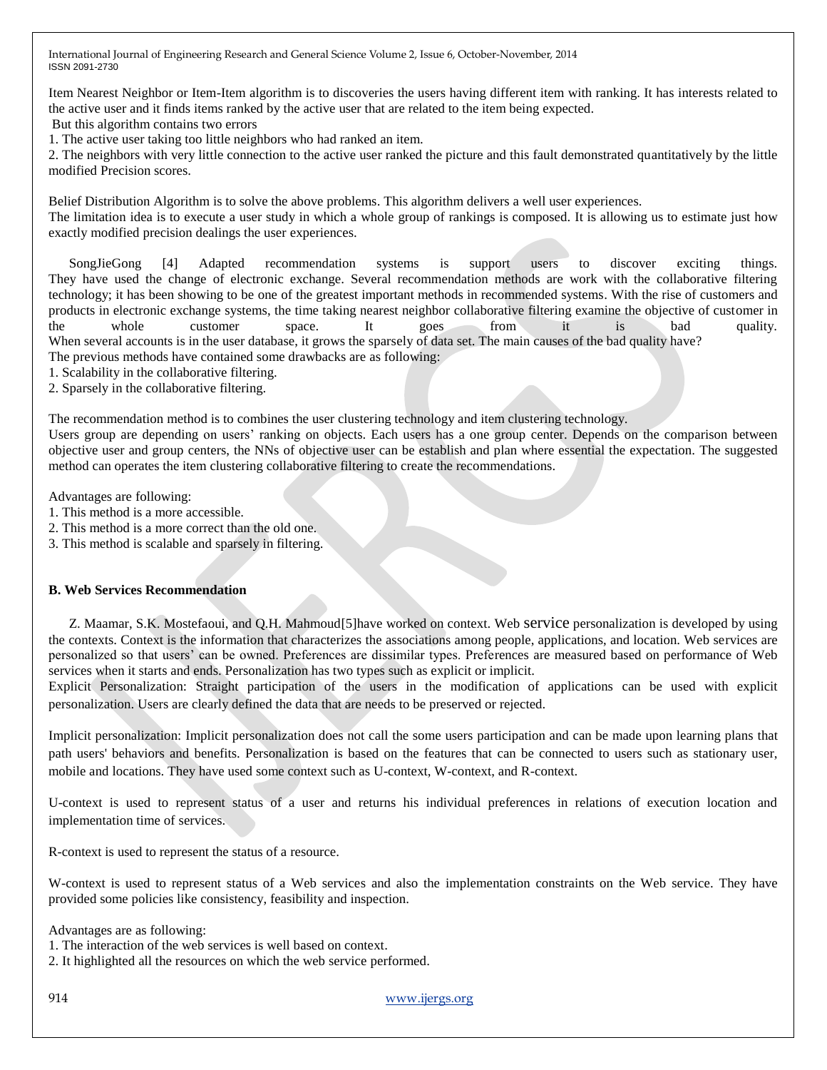Item Nearest Neighbor or Item-Item algorithm is to discoveries the users having different item with ranking. It has interests related to the active user and it finds items ranked by the active user that are related to the item being expected.

But this algorithm contains two errors

1. The active user taking too little neighbors who had ranked an item.
2. The neighbors with very little connection to the active user ranked the picture and this fault demonstrated quantitatively by the little modified Precision scores.

Belief Distribution Algorithm is to solve the above problems. This algorithm delivers a well user experiences.

The limitation idea is to execute a user study in which a whole group of rankings is composed. It is allowing us to estimate just how exactly modified precision dealings the user experiences.

SongJieGong [4] Adapted recommendation systems is support users to discover exciting things. They have used the change of electronic exchange. Several recommendation methods are work with the collaborative filtering technology; it has been showing to be one of the greatest important methods in recommended systems. With the rise of customers and products in electronic exchange systems, the time taking nearest neighbor collaborative filtering examine the objective of customer in the whole customer space. It goes from it is bad quality.

When several accounts is in the user database, it grows the sparsely of data set. The main causes of the bad quality have?

The previous methods have contained some drawbacks are as following:

1. Scalability in the collaborative filtering.
2. Sparsely in the collaborative filtering.

The recommendation method is to combines the user clustering technology and item clustering technology.

Users group are depending on users' ranking on objects. Each users has a one group center. Depends on the comparison between objective user and group centers, the NNs of objective user can be establish and plan where essential the expectation. The suggested method can operates the item clustering collaborative filtering to create the recommendations.

Advantages are following:

1. This method is a more accessible.
2. This method is a more correct than the old one.
3. This method is scalable and sparsely in filtering.

### B. Web Services Recommendation

Z. Maamar, S.K. Mostefaoui, and Q.H. Mahmoud[5]have worked on context. Web service personalization is developed by using the contexts. Context is the information that characterizes the associations among people, applications, and location. Web services are personalized so that users' can be owned. Preferences are dissimilar types. Preferences are measured based on performance of Web services when it starts and ends. Personalization has two types such as explicit or implicit.

Explicit Personalization: Straight participation of the users in the modification of applications can be used with explicit personalization. Users are clearly defined the data that are needs to be preserved or rejected.

Implicit personalization: Implicit personalization does not call the some users participation and can be made upon learning plans that path users' behaviors and benefits. Personalization is based on the features that can be connected to users such as stationary user, mobile and locations. They have used some context such as U-context, W-context, and R-context.

U-context is used to represent status of a user and returns his individual preferences in relations of execution location and implementation time of services.

R-context is used to represent the status of a resource.

W-context is used to represent status of a Web services and also the implementation constraints on the Web service. They have provided some policies like consistency, feasibility and inspection.

Advantages are as following:

1. The interaction of the web services is well based on context.
2. It highlighted all the resources on which the web service performed.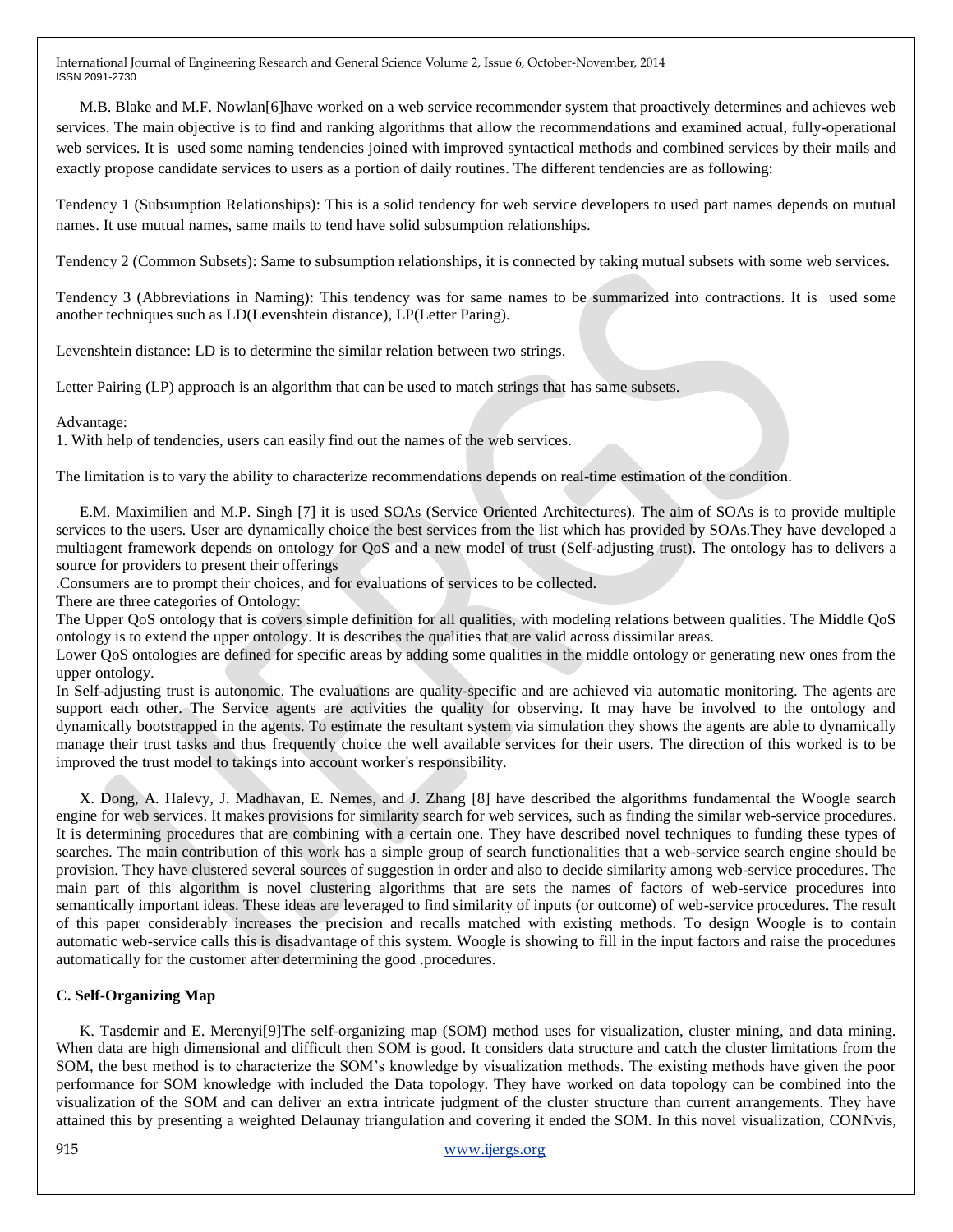M.B. Blake and M.F. Nowlan[6]have worked on a web service recommender system that proactively determines and achieves web services. The main objective is to find and ranking algorithms that allow the recommendations and examined actual, fully-operational web services. It is used some naming tendencies joined with improved syntactical methods and combined services by their mails and exactly propose candidate services to users as a portion of daily routines. The different tendencies are as following:

Tendency 1 (Subsumption Relationships): This is a solid tendency for web service developers to used part names depends on mutual names. It use mutual names, same mails to tend have solid subsumption relationships.

Tendency 2 (Common Subsets): Same to subsumption relationships, it is connected by taking mutual subsets with some web services.

Tendency 3 (Abbreviations in Naming): This tendency was for same names to be summarized into contractions. It is used some another techniques such as LD(Levenshtein distance), LP(Letter Paring).

Levenshtein distance: LD is to determine the similar relation between two strings.

Letter Pairing (LP) approach is an algorithm that can be used to match strings that has same subsets.

Advantage:
1. With help of tendencies, users can easily find out the names of the web services.

The limitation is to vary the ability to characterize recommendations depends on real-time estimation of the condition.

E.M. Maximilien and M.P. Singh [7] it is used SOAs (Service Oriented Architectures). The aim of SOAs is to provide multiple services to the users. User are dynamically choice the best services from the list which has provided by SOAs.They have developed a multiagent framework depends on ontology for QoS and a new model of trust (Self-adjusting trust). The ontology has to delivers a source for providers to present their offerings
.Consumers are to prompt their choices, and for evaluations of services to be collected.
There are three categories of Ontology:
The Upper QoS ontology that is covers simple definition for all qualities, with modeling relations between qualities. The Middle QoS ontology is to extend the upper ontology. It is describes the qualities that are valid across dissimilar areas.
Lower QoS ontologies are defined for specific areas by adding some qualities in the middle ontology or generating new ones from the upper ontology.
In Self-adjusting trust is autonomic. The evaluations are quality-specific and are achieved via automatic monitoring. The agents are support each other. The Service agents are activities the quality for observing. It may have be involved to the ontology and dynamically bootstrapped in the agents. To estimate the resultant system via simulation they shows the agents are able to dynamically manage their trust tasks and thus frequently choice the well available services for their users. The direction of this worked is to be improved the trust model to takings into account worker's responsibility.

X. Dong, A. Halevy, J. Madhavan, E. Nemes, and J. Zhang [8] have described the algorithms fundamental the Woogle search engine for web services. It makes provisions for similarity search for web services, such as finding the similar web-service procedures. It is determining procedures that are combining with a certain one. They have described novel techniques to funding these types of searches. The main contribution of this work has a simple group of search functionalities that a web-service search engine should be provision. They have clustered several sources of suggestion in order and also to decide similarity among web-service procedures. The main part of this algorithm is novel clustering algorithms that are sets the names of factors of web-service procedures into semantically important ideas. These ideas are leveraged to find similarity of inputs (or outcome) of web-service procedures. The result of this paper considerably increases the precision and recalls matched with existing methods. To design Woogle is to contain automatic web-service calls this is disadvantage of this system. Woogle is showing to fill in the input factors and raise the procedures automatically for the customer after determining the good .procedures.

### C. Self-Organizing Map

K. Tasdemir and E. Merenyi[9]The self-organizing map (SOM) method uses for visualization, cluster mining, and data mining. When data are high dimensional and difficult then SOM is good. It considers data structure and catch the cluster limitations from the SOM, the best method is to characterize the SOM's knowledge by visualization methods. The existing methods have given the poor performance for SOM knowledge with included the Data topology. They have worked on data topology can be combined into the visualization of the SOM and can deliver an extra intricate judgment of the cluster structure than current arrangements. They have attained this by presenting a weighted Delaunay triangulation and covering it ended the SOM. In this novel visualization, CONNvis,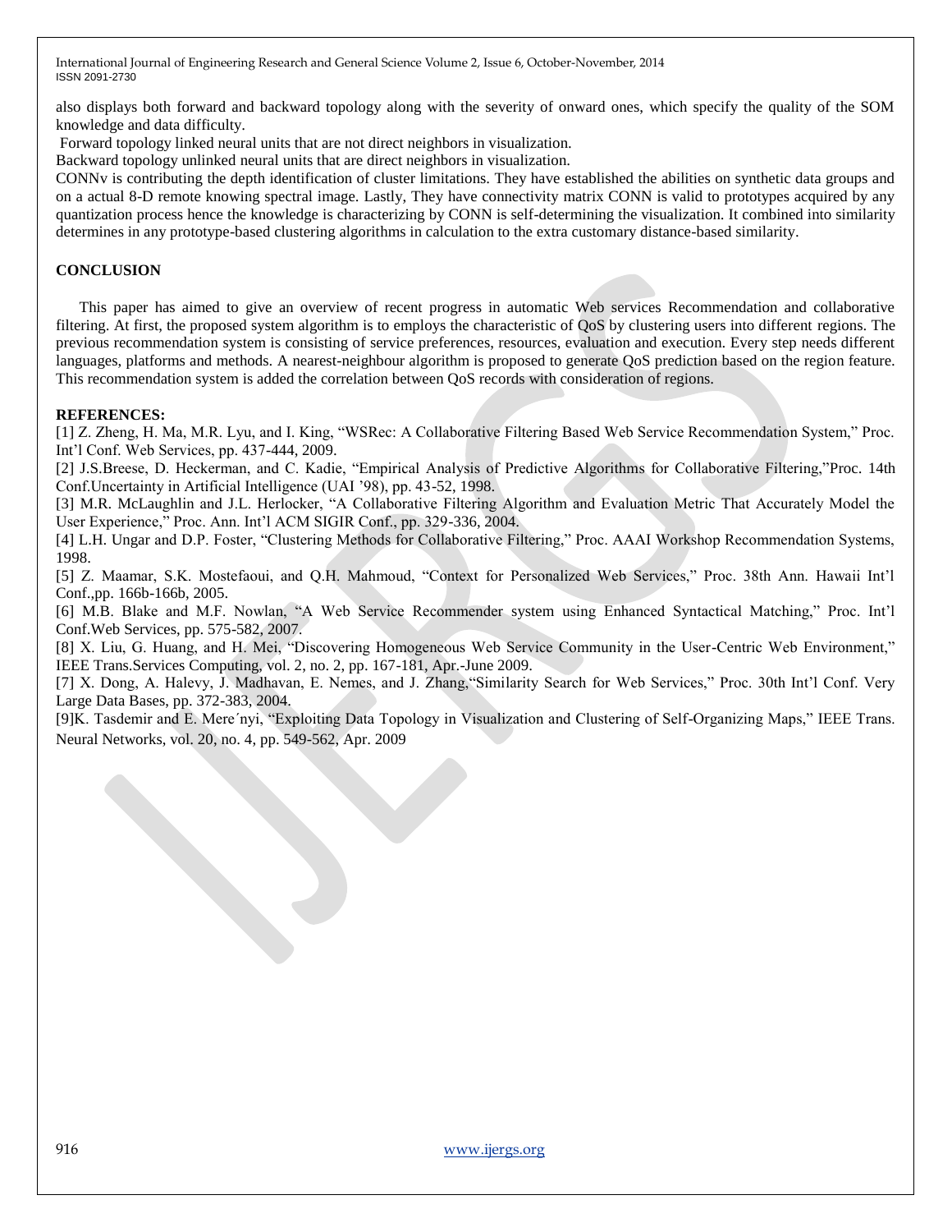also displays both forward and backward topology along with the severity of onward ones, which specify the quality of the SOM knowledge and data difficulty.

Forward topology linked neural units that are not direct neighbors in visualization.

Backward topology unlinked neural units that are direct neighbors in visualization.

CONNv is contributing the depth identification of cluster limitations. They have established the abilities on synthetic data groups and on a actual 8-D remote knowing spectral image. Lastly, They have connectivity matrix CONN is valid to prototypes acquired by any quantization process hence the knowledge is characterizing by CONN is self-determining the visualization. It combined into similarity determines in any prototype-based clustering algorithms in calculation to the extra customary distance-based similarity.

## CONCLUSION

This paper has aimed to give an overview of recent progress in automatic Web services Recommendation and collaborative filtering. At first, the proposed system algorithm is to employs the characteristic of QoS by clustering users into different regions. The previous recommendation system is consisting of service preferences, resources, evaluation and execution. Every step needs different languages, platforms and methods. A nearest-neighbour algorithm is proposed to generate QoS prediction based on the region feature. This recommendation system is added the correlation between QoS records with consideration of regions.

## REFERENCES:

[1] Z. Zheng, H. Ma, M.R. Lyu, and I. King, "WSRec: A Collaborative Filtering Based Web Service Recommendation System," Proc. Int'l Conf. Web Services, pp. 437-444, 2009.

[2] J.S.Breese, D. Heckerman, and C. Kadie, "Empirical Analysis of Predictive Algorithms for Collaborative Filtering,"Proc. 14th Conf.Uncertainty in Artificial Intelligence (UAI '98), pp. 43-52, 1998.

[3] M.R. McLaughlin and J.L. Herlocker, "A Collaborative Filtering Algorithm and Evaluation Metric That Accurately Model the User Experience," Proc. Ann. Int'l ACM SIGIR Conf., pp. 329-336, 2004.

[4] L.H. Ungar and D.P. Foster, "Clustering Methods for Collaborative Filtering," Proc. AAAI Workshop Recommendation Systems, 1998.

[5] Z. Maamar, S.K. Mostefaoui, and Q.H. Mahmoud, "Context for Personalized Web Services," Proc. 38th Ann. Hawaii Int'l Conf.,pp. 166b-166b, 2005.

[6] M.B. Blake and M.F. Nowlan, "A Web Service Recommender system using Enhanced Syntactical Matching," Proc. Int'l Conf.Web Services, pp. 575-582, 2007.

[8] X. Liu, G. Huang, and H. Mei, "Discovering Homogeneous Web Service Community in the User-Centric Web Environment," IEEE Trans.Services Computing, vol. 2, no. 2, pp. 167-181, Apr.-June 2009.

[7] X. Dong, A. Halevy, J. Madhavan, E. Nemes, and J. Zhang,"Similarity Search for Web Services," Proc. 30th Int'l Conf. Very Large Data Bases, pp. 372-383, 2004.

[9]K. Tasdemir and E. Mere´nyi, "Exploiting Data Topology in Visualization and Clustering of Self-Organizing Maps," IEEE Trans. Neural Networks, vol. 20, no. 4, pp. 549-562, Apr. 2009